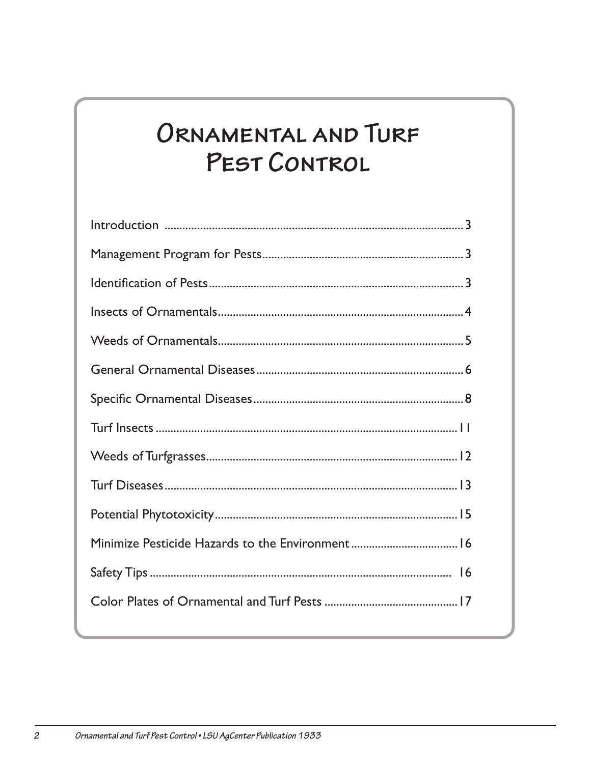# Ornamental and Turf Pest Control

| | |
|---|---|
| Introduction | 3 |
| Management Program for Pests | 3 |
| Identification of Pests | 3 |
| Insects of Ornamentals | 4 |
| Weeds of Ornamentals | 5 |
| General Ornamental Diseases | 6 |
| Specific Ornamental Diseases | 8 |
| Turf Insects | 11 |
| Weeds of Turfgrasses | 12 |
| Turf Diseases | 13 |
| Potential Phytotoxicity | 15 |
| Minimize Pesticide Hazards to the Environment | 16 |
| Safety Tips | 16 |
| Color Plates of Ornamental and Turf Pests | 17 |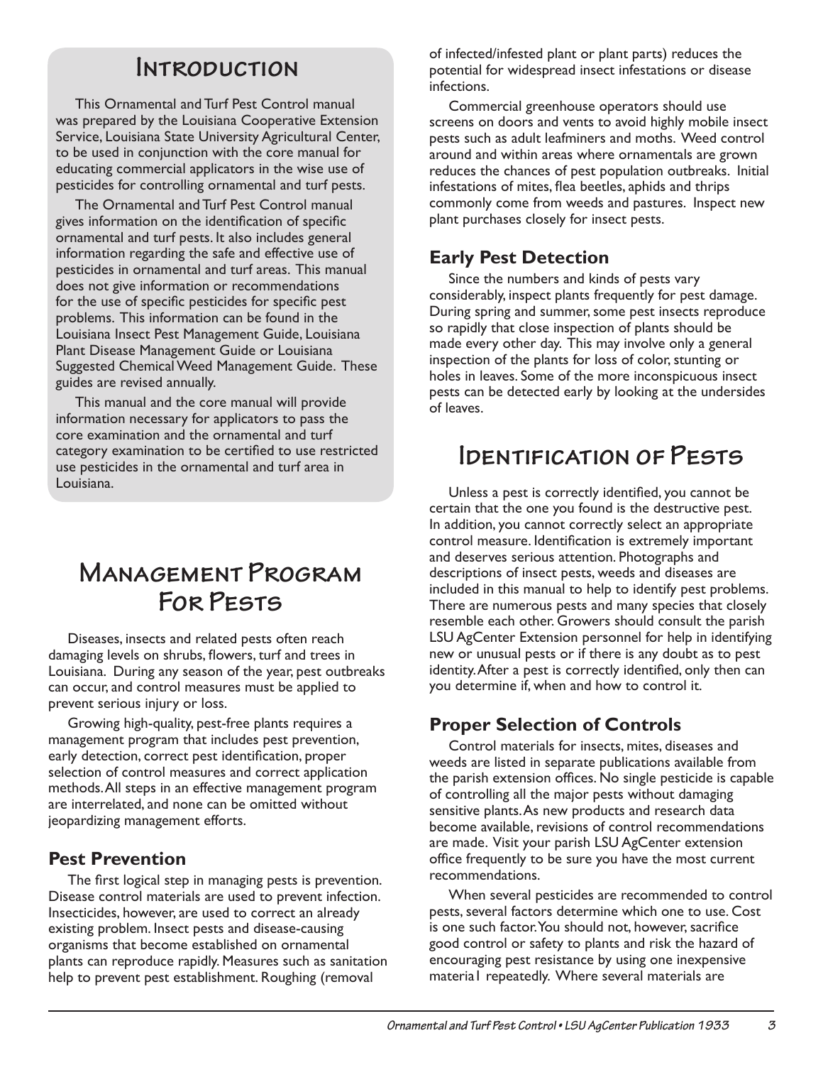# Introduction

This Ornamental and Turf Pest Control manual was prepared by the Louisiana Cooperative Extension Service, Louisiana State University Agricultural Center, to be used in conjunction with the core manual for educating commercial applicators in the wise use of pesticides for controlling ornamental and turf pests.

The Ornamental and Turf Pest Control manual gives information on the identification of specific ornamental and turf pests. It also includes general information regarding the safe and effective use of pesticides in ornamental and turf areas. This manual does not give information or recommendations for the use of specific pesticides for specific pest problems. This information can be found in the Louisiana Insect Pest Management Guide, Louisiana Plant Disease Management Guide or Louisiana Suggested Chemical Weed Management Guide. These guides are revised annually.

This manual and the core manual will provide information necessary for applicators to pass the core examination and the ornamental and turf category examination to be certified to use restricted use pesticides in the ornamental and turf area in Louisiana.

# Management Program For Pests

Diseases, insects and related pests often reach damaging levels on shrubs, flowers, turf and trees in Louisiana. During any season of the year, pest outbreaks can occur, and control measures must be applied to prevent serious injury or loss.

Growing high-quality, pest-free plants requires a management program that includes pest prevention, early detection, correct pest identification, proper selection of control measures and correct application methods. All steps in an effective management program are interrelated, and none can be omitted without jeopardizing management efforts.

## Pest Prevention

The first logical step in managing pests is prevention. Disease control materials are used to prevent infection. Insecticides, however, are used to correct an already existing problem. Insect pests and disease-causing organisms that become established on ornamental plants can reproduce rapidly. Measures such as sanitation help to prevent pest establishment. Roughing (removal of infected/infested plant or plant parts) reduces the potential for widespread insect infestations or disease infections.

Commercial greenhouse operators should use screens on doors and vents to avoid highly mobile insect pests such as adult leafminers and moths. Weed control around and within areas where ornamentals are grown reduces the chances of pest population outbreaks. Initial infestations of mites, flea beetles, aphids and thrips commonly come from weeds and pastures. Inspect new plant purchases closely for insect pests.

## Early Pest Detection

Since the numbers and kinds of pests vary considerably, inspect plants frequently for pest damage. During spring and summer, some pest insects reproduce so rapidly that close inspection of plants should be made every other day. This may involve only a general inspection of the plants for loss of color, stunting or holes in leaves. Some of the more inconspicuous insect pests can be detected early by looking at the undersides of leaves.

# Identification of Pests

Unless a pest is correctly identified, you cannot be certain that the one you found is the destructive pest. In addition, you cannot correctly select an appropriate control measure. Identification is extremely important and deserves serious attention. Photographs and descriptions of insect pests, weeds and diseases are included in this manual to help to identify pest problems. There are numerous pests and many species that closely resemble each other. Growers should consult the parish LSU AgCenter Extension personnel for help in identifying new or unusual pests or if there is any doubt as to pest identity. After a pest is correctly identified, only then can you determine if, when and how to control it.

## Proper Selection of Controls

Control materials for insects, mites, diseases and weeds are listed in separate publications available from the parish extension offices. No single pesticide is capable of controlling all the major pests without damaging sensitive plants. As new products and research data become available, revisions of control recommendations are made. Visit your parish LSU AgCenter extension office frequently to be sure you have the most current recommendations.

When several pesticides are recommended to control pests, several factors determine which one to use. Cost is one such factor. You should not, however, sacrifice good control or safety to plants and risk the hazard of encouraging pest resistance by using one inexpensive materia1 repeatedly. Where several materials are